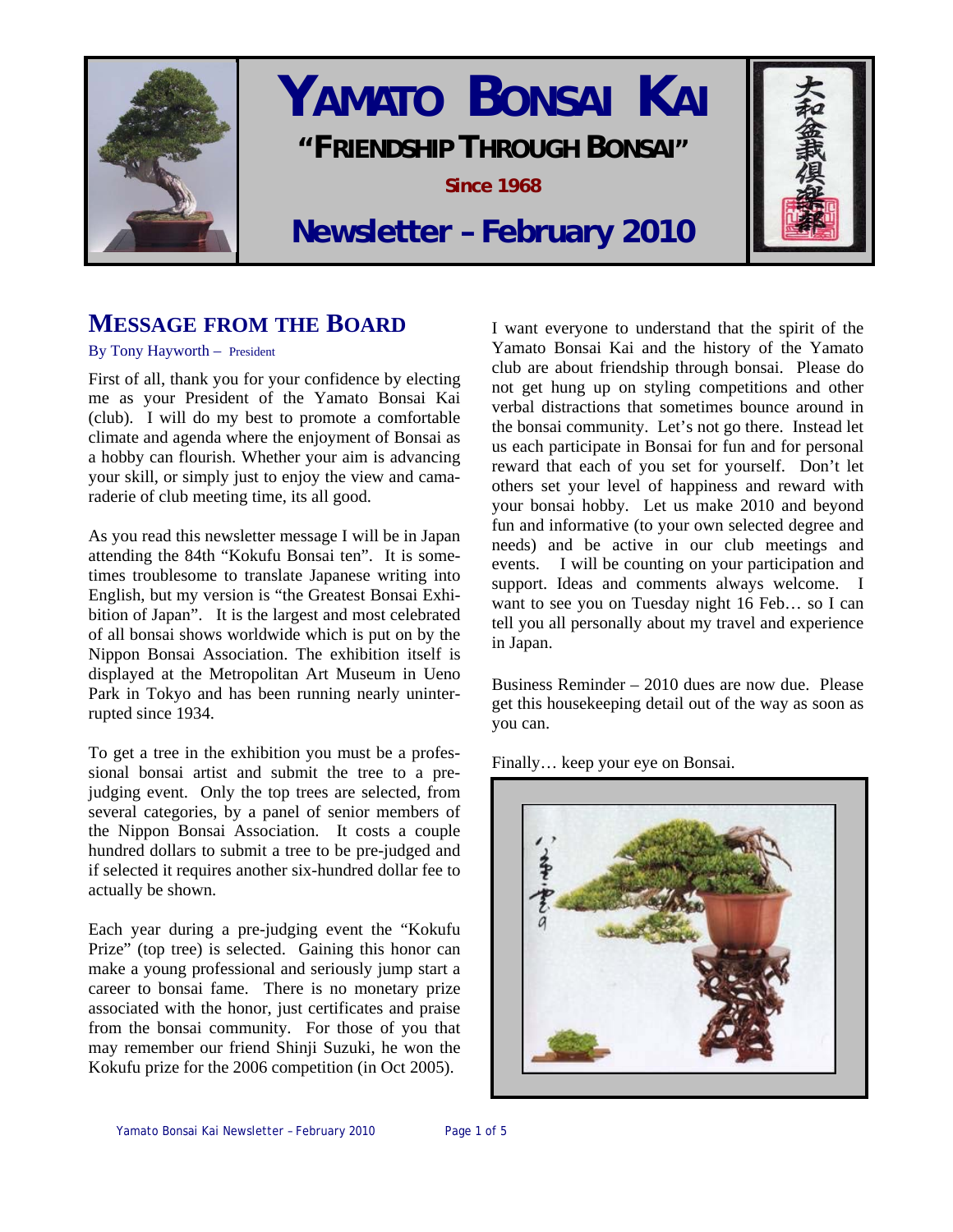# YAMATO BONSAI KAI

**"FRIENDSHIP THROUGH BONSAI"**

**Since 1968**

## Newsletter – February 2010

大和盆栽倶楽部

## MESSAGE FROM THE BOARD

By Tony Hayworth – President

First of all, thank you for your confidence by electing me as your President of the Yamato Bonsai Kai (club). I will do my best to promote a comfortable climate and agenda where the enjoyment of Bonsai as a hobby can flourish. Whether your aim is advancing your skill, or simply just to enjoy the view and camaraderie of club meeting time, its all good.

As you read this newsletter message I will be in Japan attending the 84th "Kokufu Bonsai ten". It is sometimes troublesome to translate Japanese writing into English, but my version is "the Greatest Bonsai Exhibition of Japan". It is the largest and most celebrated of all bonsai shows worldwide which is put on by the Nippon Bonsai Association. The exhibition itself is displayed at the Metropolitan Art Museum in Ueno Park in Tokyo and has been running nearly uninterrupted since 1934.

To get a tree in the exhibition you must be a professional bonsai artist and submit the tree to a pre-judging event. Only the top trees are selected, from several categories, by a panel of senior members of the Nippon Bonsai Association. It costs a couple hundred dollars to submit a tree to be pre-judged and if selected it requires another six-hundred dollar fee to actually be shown.

Each year during a pre-judging event the "Kokufu Prize" (top tree) is selected. Gaining this honor can make a young professional and seriously jump start a career to bonsai fame. There is no monetary prize associated with the honor, just certificates and praise from the bonsai community. For those of you that may remember our friend Shinji Suzuki, he won the Kokufu prize for the 2006 competition (in Oct 2005).

I want everyone to understand that the spirit of the Yamato Bonsai Kai and the history of the Yamato club are about friendship through bonsai. Please do not get hung up on styling competitions and other verbal distractions that sometimes bounce around in the bonsai community. Let's not go there. Instead let us each participate in Bonsai for fun and for personal reward that each of you set for yourself. Don't let others set your level of happiness and reward with your bonsai hobby. Let us make 2010 and beyond fun and informative (to your own selected degree and needs) and be active in our club meetings and events. I will be counting on your participation and support. Ideas and comments always welcome. I want to see you on Tuesday night 16 Feb… so I can tell you all personally about my travel and experience in Japan.

Business Reminder – 2010 dues are now due. Please get this housekeeping detail out of the way as soon as you can.

Finally… keep your eye on Bonsai.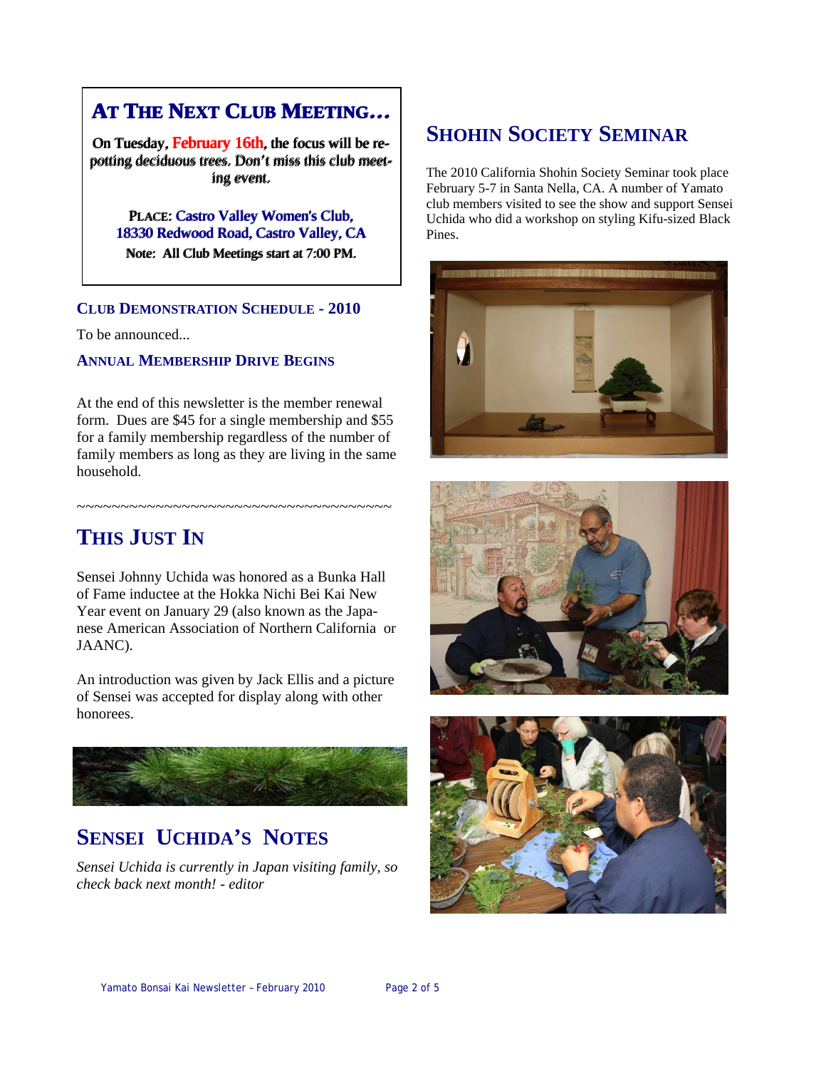## AT THE NEXT CLUB MEETING...

**On Tuesday, February 16th, the focus will be repotting deciduous trees. Don't miss this club meeting event.**

**PLACE: Castro Valley Women's Club, 18330 Redwood Road, Castro Valley, CA**

**Note: All Club Meetings start at 7:00 PM.**

### CLUB DEMONSTRATION SCHEDULE - 2010

To be announced...

### ANNUAL MEMBERSHIP DRIVE BEGINS

At the end of this newsletter is the member renewal form. Dues are $45 for a single membership and $55 for a family membership regardless of the number of family members as long as they are living in the same household.

~~~~~~~~~~~~~~~~~~~~~~~~~~~~~~~~~~~~~~~~

## THIS JUST IN

Sensei Johnny Uchida was honored as a Bunka Hall of Fame inductee at the Hokka Nichi Bei Kai New Year event on January 29 (also known as the Japanese American Association of Northern California or JAANC).

An introduction was given by Jack Ellis and a picture of Sensei was accepted for display along with other honorees.

## SENSEI UCHIDA'S NOTES

*Sensei Uchida is currently in Japan visiting family, so check back next month! - editor*

## SHOHIN SOCIETY SEMINAR

The 2010 California Shohin Society Seminar took place February 5-7 in Santa Nella, CA. A number of Yamato club members visited to see the show and support Sensei Uchida who did a workshop on styling Kifu-sized Black Pines.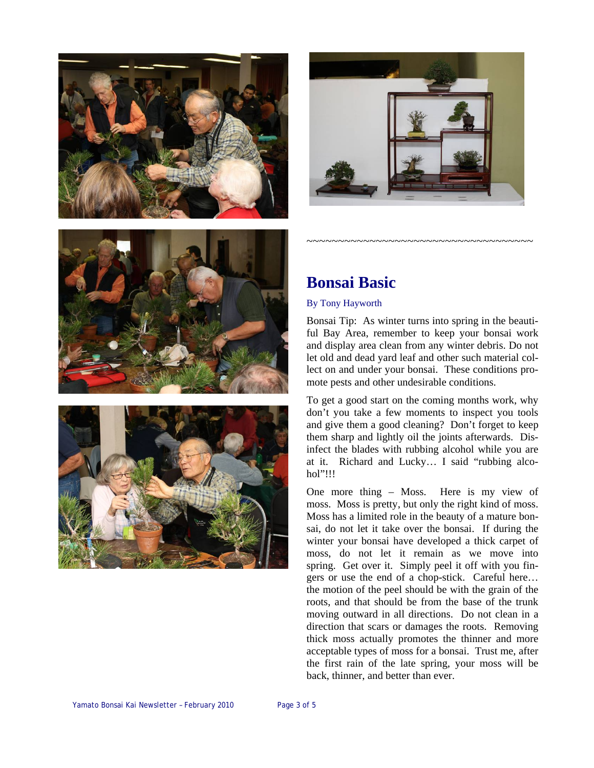~~~~~~~~~~~~~~~~~~~~~~~~~~~~~~~~~~~~~~~~

## Bonsai Basic

By Tony Hayworth

Bonsai Tip: As winter turns into spring in the beautiful Bay Area, remember to keep your bonsai work and display area clean from any winter debris. Do not let old and dead yard leaf and other such material collect on and under your bonsai. These conditions promote pests and other undesirable conditions.

To get a good start on the coming months work, why don't you take a few moments to inspect you tools and give them a good cleaning? Don't forget to keep them sharp and lightly oil the joints afterwards. Disinfect the blades with rubbing alcohol while you are at it. Richard and Lucky… I said "rubbing alcohol"!!!

One more thing – Moss. Here is my view of moss. Moss is pretty, but only the right kind of moss. Moss has a limited role in the beauty of a mature bonsai, do not let it take over the bonsai. If during the winter your bonsai have developed a thick carpet of moss, do not let it remain as we move into spring. Get over it. Simply peel it off with you fingers or use the end of a chop-stick. Careful here… the motion of the peel should be with the grain of the roots, and that should be from the base of the trunk moving outward in all directions. Do not clean in a direction that scars or damages the roots. Removing thick moss actually promotes the thinner and more acceptable types of moss for a bonsai. Trust me, after the first rain of the late spring, your moss will be back, thinner, and better than ever.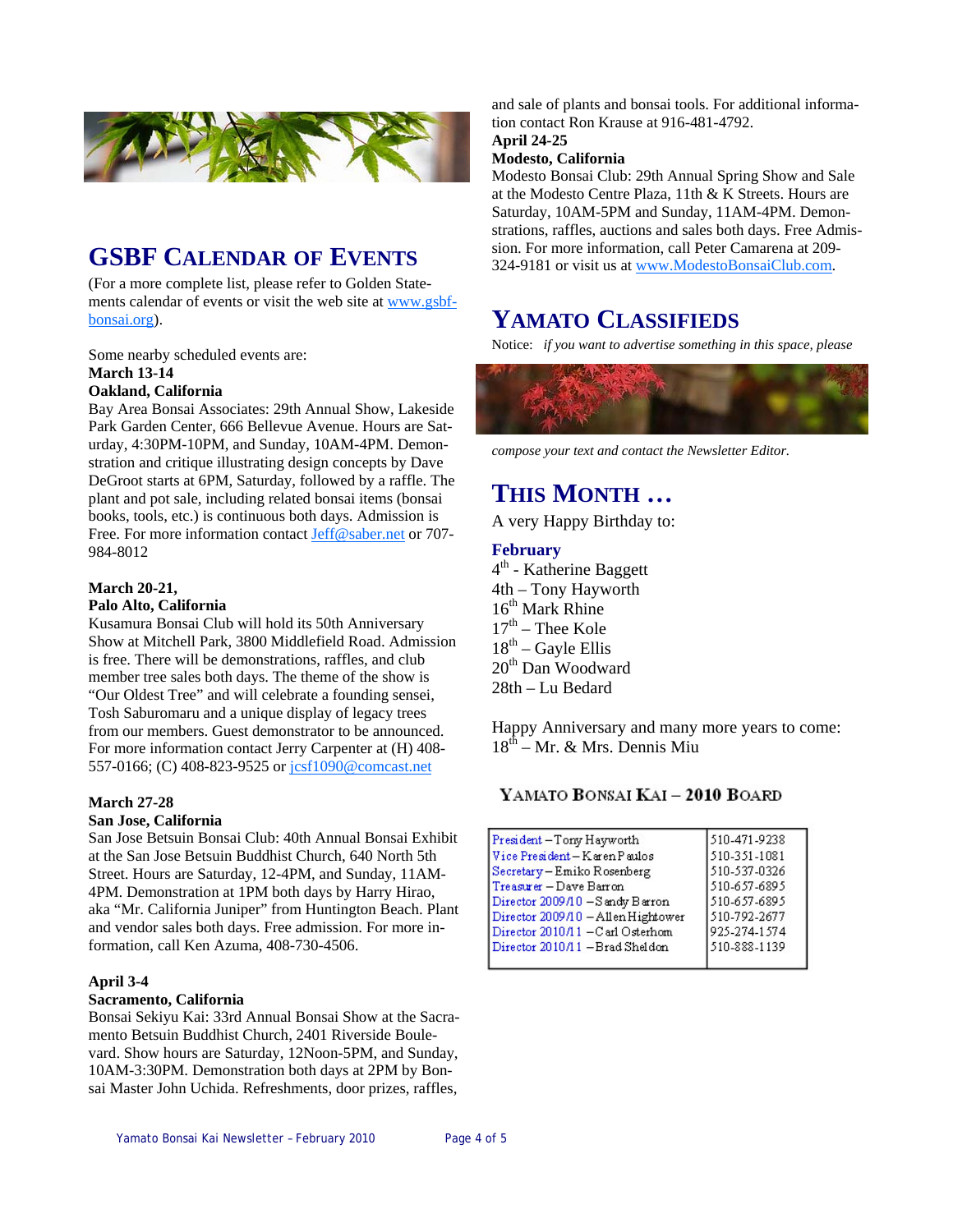## GSBF CALENDAR OF EVENTS

(For a more complete list, please refer to Golden Statements calendar of events or visit the web site at www.gsbf-bonsai.org).

Some nearby scheduled events are:

**March 13-14**
**Oakland, California**

Bay Area Bonsai Associates: 29th Annual Show, Lakeside Park Garden Center, 666 Bellevue Avenue. Hours are Saturday, 4:30PM-10PM, and Sunday, 10AM-4PM. Demonstration and critique illustrating design concepts by Dave DeGroot starts at 6PM, Saturday, followed by a raffle. The plant and pot sale, including related bonsai items (bonsai books, tools, etc.) is continuous both days. Admission is Free. For more information contact Jeff@saber.net or 707-984-8012

**March 20-21,**
**Palo Alto, California**

Kusamura Bonsai Club will hold its 50th Anniversary Show at Mitchell Park, 3800 Middlefield Road. Admission is free. There will be demonstrations, raffles, and club member tree sales both days. The theme of the show is "Our Oldest Tree" and will celebrate a founding sensei, Tosh Saburomaru and a unique display of legacy trees from our members. Guest demonstrator to be announced. For more information contact Jerry Carpenter at (H) 408-557-0166; (C) 408-823-9525 or jcsf1090@comcast.net

**March 27-28**
**San Jose, California**

San Jose Betsuin Bonsai Club: 40th Annual Bonsai Exhibit at the San Jose Betsuin Buddhist Church, 640 North 5th Street. Hours are Saturday, 12-4PM, and Sunday, 11AM-4PM. Demonstration at 1PM both days by Harry Hirao, aka "Mr. California Juniper" from Huntington Beach. Plant and vendor sales both days. Free admission. For more information, call Ken Azuma, 408-730-4506.

**April 3-4**
**Sacramento, California**

Bonsai Sekiyu Kai: 33rd Annual Bonsai Show at the Sacramento Betsuin Buddhist Church, 2401 Riverside Boulevard. Show hours are Saturday, 12Noon-5PM, and Sunday, 10AM-3:30PM. Demonstration both days at 2PM by Bonsai Master John Uchida. Refreshments, door prizes, raffles, and sale of plants and bonsai tools. For additional information contact Ron Krause at 916-481-4792.

**April 24-25**
**Modesto, California**

Modesto Bonsai Club: 29th Annual Spring Show and Sale at the Modesto Centre Plaza, 11th & K Streets. Hours are Saturday, 10AM-5PM and Sunday, 11AM-4PM. Demonstrations, raffles, auctions and sales both days. Free Admission. For more information, call Peter Camarena at 209-324-9181 or visit us at www.ModestoBonsaiClub.com.

## YAMATO CLASSIFIEDS

Notice: *if you want to advertise something in this space, please compose your text and contact the Newsletter Editor.*

## THIS MONTH …

A very Happy Birthday to:

**February**

4th - Katherine Baggett
4th – Tony Hayworth
16th Mark Rhine
17th – Thee Kole
18th – Gayle Ellis
20th Dan Woodward
28th – Lu Bedard

Happy Anniversary and many more years to come:
18th – Mr. & Mrs. Dennis Miu

### YAMATO BONSAI KAI – 2010 BOARD

| | |
|---|---|
| President – Tony Hayworth | 510-471-9238 |
| Vice President – Karen Paulos | 510-351-1081 |
| Secretary – Emiko Rosenberg | 510-537-0326 |
| Treasurer – Dave Barron | 510-657-6895 |
| Director 2009/10 – Sandy Barron | 510-657-6895 |
| Director 2009/10 – Allen Hightower | 510-792-2677 |
| Director 2010/11 – Carl Osterhom | 925-274-1574 |
| Director 2010/11 – Brad Sheldon | 510-888-1139 |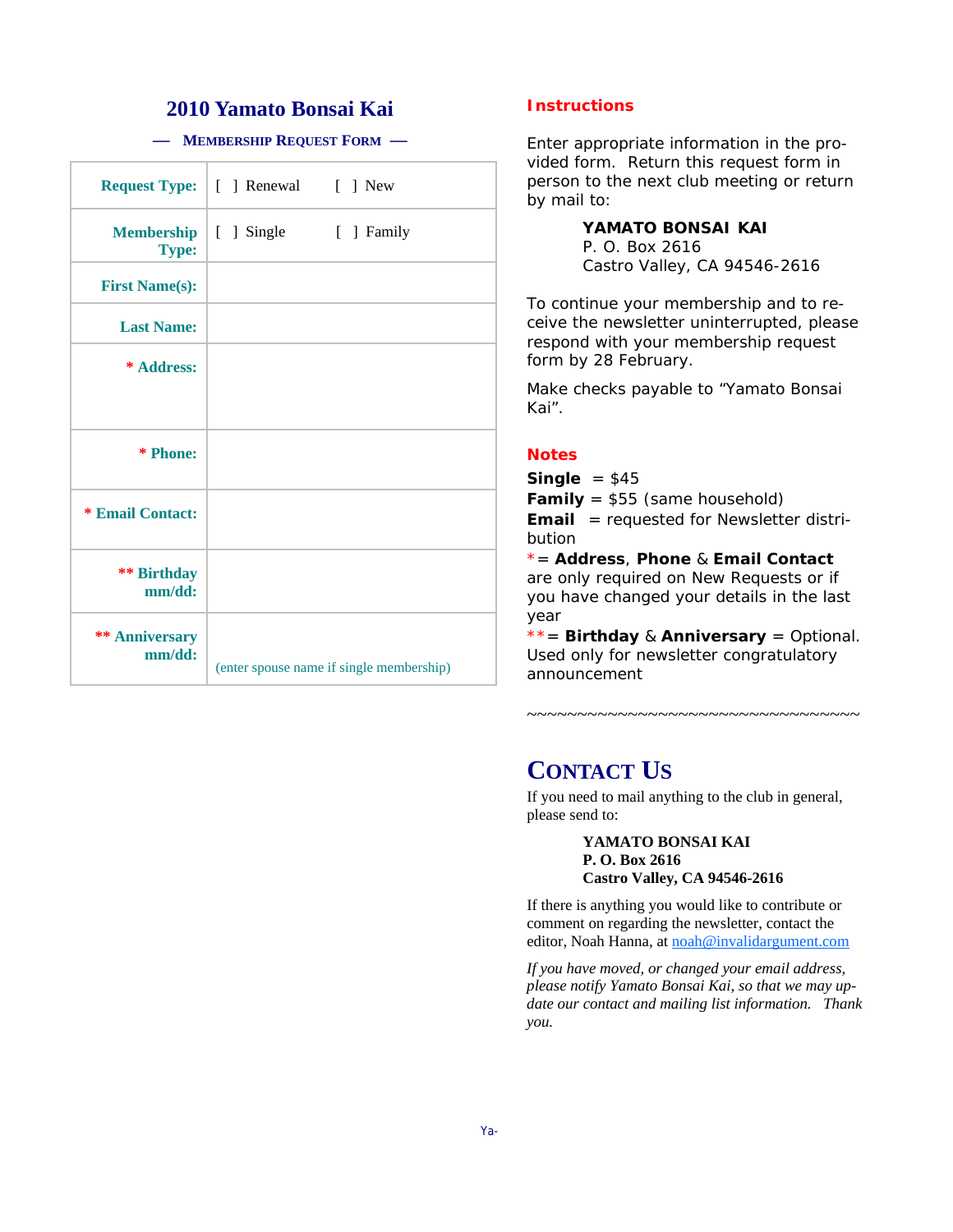# 2010 Yamato Bonsai Kai

— MEMBERSHIP REQUEST FORM —

| | |
|---|---|
| **Request Type:** | [ ] Renewal [ ] New |
| **Membership Type:** | [ ] Single [ ] Family |
| **First Name(s):** | |
| **Last Name:** | |
| **\* Address:** | |
| **\* Phone:** | |
| **\* Email Contact:** | |
| **\*\* Birthday mm/dd:** | |
| **\*\* Anniversary mm/dd:** | (enter spouse name if single membership) |

## Instructions

Enter appropriate information in the provided form. Return this request form in person to the next club meeting or return by mail to:

> **YAMATO BONSAI KAI**
> P. O. Box 2616
> Castro Valley, CA 94546-2616

To continue your membership and to receive the newsletter uninterrupted, please respond with your membership request form by 28 February.

Make checks payable to "Yamato Bonsai Kai".

## Notes

**Single** = $45
**Family** = $55 (same household)
**Email** = requested for Newsletter distribution
\* = **Address**, **Phone** & **Email Contact** are only required on New Requests or if you have changed your details in the last year
\*\* = **Birthday** & **Anniversary** = Optional. Used only for newsletter congratulatory announcement

~~~~~~~~~~~~~~~~~~~~~~~~~~~~~~~~~~~

## CONTACT US

If you need to mail anything to the club in general, please send to:

> **YAMATO BONSAI KAI**
> **P. O. Box 2616**
> **Castro Valley, CA 94546-2616**

If there is anything you would like to contribute or comment on regarding the newsletter, contact the editor, Noah Hanna, at noah@invalidargument.com

*If you have moved, or changed your email address, please notify Yamato Bonsai Kai, so that we may update our contact and mailing list information. Thank you.*